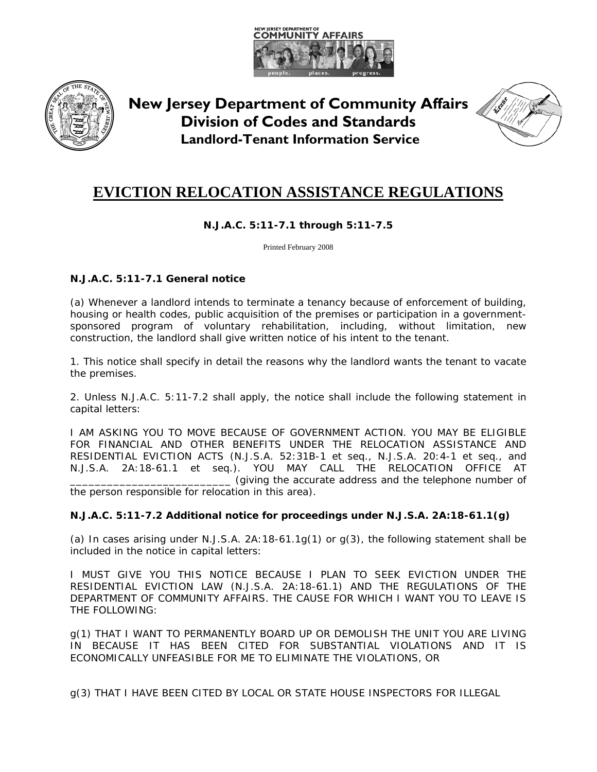New Jersey Department of Community Affairs
Division of Codes and Standards
Landlord-Tenant Information Service

# EVICTION RELOCATION ASSISTANCE REGULATIONS

**N.J.A.C. 5:11-7.1 through 5:11-7.5**

Printed February 2008

**N.J.A.C. 5:11-7.1 General notice**

(a) Whenever a landlord intends to terminate a tenancy because of enforcement of building, housing or health codes, public acquisition of the premises or participation in a government-sponsored program of voluntary rehabilitation, including, without limitation, new construction, the landlord shall give written notice of his intent to the tenant.

1. This notice shall specify in detail the reasons why the landlord wants the tenant to vacate the premises.

2. Unless N.J.A.C. 5:11-7.2 shall apply, the notice shall include the following statement in capital letters:

I AM ASKING YOU TO MOVE BECAUSE OF GOVERNMENT ACTION. YOU MAY BE ELIGIBLE FOR FINANCIAL AND OTHER BENEFITS UNDER THE RELOCATION ASSISTANCE AND RESIDENTIAL EVICTION ACTS (N.J.S.A. 52:31B-1 et seq., N.J.S.A. 20:4-1 et seq., and N.J.S.A. 2A:18-61.1 et seq.). YOU MAY CALL THE RELOCATION OFFICE AT __________________________ (giving the accurate address and the telephone number of the person responsible for relocation in this area).

**N.J.A.C. 5:11-7.2 Additional notice for proceedings under N.J.S.A. 2A:18-61.1(g)**

(a) In cases arising under N.J.S.A. 2A:18-61.1g(1) or g(3), the following statement shall be included in the notice in capital letters:

I MUST GIVE YOU THIS NOTICE BECAUSE I PLAN TO SEEK EVICTION UNDER THE RESIDENTIAL EVICTION LAW (N.J.S.A. 2A:18-61.1) AND THE REGULATIONS OF THE DEPARTMENT OF COMMUNITY AFFAIRS. THE CAUSE FOR WHICH I WANT YOU TO LEAVE IS THE FOLLOWING:

g(1) THAT I WANT TO PERMANENTLY BOARD UP OR DEMOLISH THE UNIT YOU ARE LIVING IN BECAUSE IT HAS BEEN CITED FOR SUBSTANTIAL VIOLATIONS AND IT IS ECONOMICALLY UNFEASIBLE FOR ME TO ELIMINATE THE VIOLATIONS, OR

g(3) THAT I HAVE BEEN CITED BY LOCAL OR STATE HOUSE INSPECTORS FOR ILLEGAL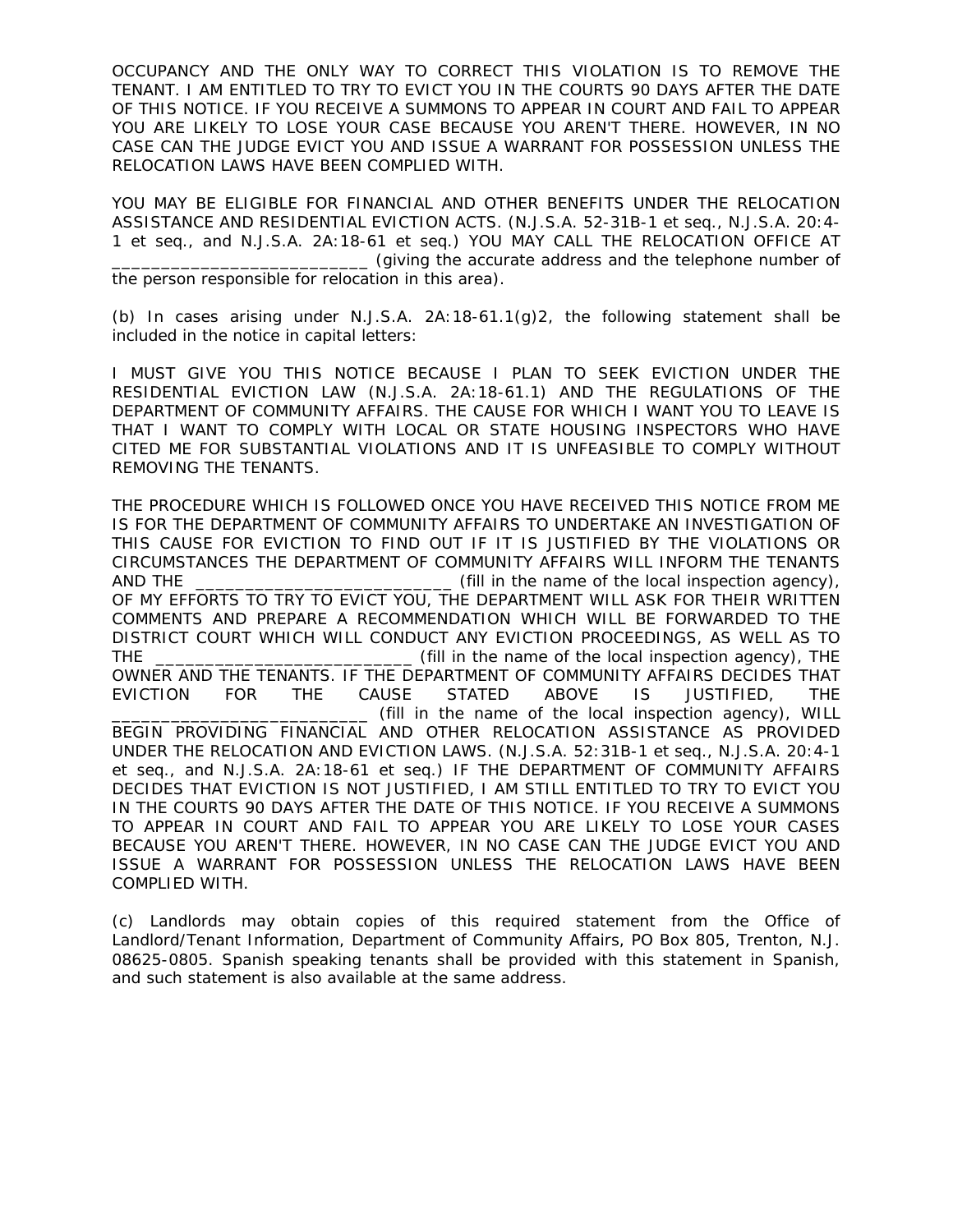OCCUPANCY AND THE ONLY WAY TO CORRECT THIS VIOLATION IS TO REMOVE THE TENANT. I AM ENTITLED TO TRY TO EVICT YOU IN THE COURTS 90 DAYS AFTER THE DATE OF THIS NOTICE. IF YOU RECEIVE A SUMMONS TO APPEAR IN COURT AND FAIL TO APPEAR YOU ARE LIKELY TO LOSE YOUR CASE BECAUSE YOU AREN'T THERE. HOWEVER, IN NO CASE CAN THE JUDGE EVICT YOU AND ISSUE A WARRANT FOR POSSESSION UNLESS THE RELOCATION LAWS HAVE BEEN COMPLIED WITH.

YOU MAY BE ELIGIBLE FOR FINANCIAL AND OTHER BENEFITS UNDER THE RELOCATION ASSISTANCE AND RESIDENTIAL EVICTION ACTS. (N.J.S.A. 52-31B-1 et seq., N.J.S.A. 20:4-1 et seq., and N.J.S.A. 2A:18-61 et seq.) YOU MAY CALL THE RELOCATION OFFICE AT __________________________ (giving the accurate address and the telephone number of the person responsible for relocation in this area).

(b) In cases arising under N.J.S.A. 2A:18-61.1(g)2, the following statement shall be included in the notice in capital letters:

I MUST GIVE YOU THIS NOTICE BECAUSE I PLAN TO SEEK EVICTION UNDER THE RESIDENTIAL EVICTION LAW (N.J.S.A. 2A:18-61.1) AND THE REGULATIONS OF THE DEPARTMENT OF COMMUNITY AFFAIRS. THE CAUSE FOR WHICH I WANT YOU TO LEAVE IS THAT I WANT TO COMPLY WITH LOCAL OR STATE HOUSING INSPECTORS WHO HAVE CITED ME FOR SUBSTANTIAL VIOLATIONS AND IT IS UNFEASIBLE TO COMPLY WITHOUT REMOVING THE TENANTS.

THE PROCEDURE WHICH IS FOLLOWED ONCE YOU HAVE RECEIVED THIS NOTICE FROM ME IS FOR THE DEPARTMENT OF COMMUNITY AFFAIRS TO UNDERTAKE AN INVESTIGATION OF THIS CAUSE FOR EVICTION TO FIND OUT IF IT IS JUSTIFIED BY THE VIOLATIONS OR CIRCUMSTANCES THE DEPARTMENT OF COMMUNITY AFFAIRS WILL INFORM THE TENANTS AND THE __________________________ (fill in the name of the local inspection agency), OF MY EFFORTS TO TRY TO EVICT YOU, THE DEPARTMENT WILL ASK FOR THEIR WRITTEN COMMENTS AND PREPARE A RECOMMENDATION WHICH WILL BE FORWARDED TO THE DISTRICT COURT WHICH WILL CONDUCT ANY EVICTION PROCEEDINGS, AS WELL AS TO THE __________________________ (fill in the name of the local inspection agency), THE OWNER AND THE TENANTS. IF THE DEPARTMENT OF COMMUNITY AFFAIRS DECIDES THAT EVICTION FOR THE CAUSE STATED ABOVE IS JUSTIFIED, THE __________________________ (fill in the name of the local inspection agency), WILL BEGIN PROVIDING FINANCIAL AND OTHER RELOCATION ASSISTANCE AS PROVIDED UNDER THE RELOCATION AND EVICTION LAWS. (N.J.S.A. 52:31B-1 et seq., N.J.S.A. 20:4-1 et seq., and N.J.S.A. 2A:18-61 et seq.) IF THE DEPARTMENT OF COMMUNITY AFFAIRS DECIDES THAT EVICTION IS NOT JUSTIFIED, I AM STILL ENTITLED TO TRY TO EVICT YOU IN THE COURTS 90 DAYS AFTER THE DATE OF THIS NOTICE. IF YOU RECEIVE A SUMMONS TO APPEAR IN COURT AND FAIL TO APPEAR YOU ARE LIKELY TO LOSE YOUR CASES BECAUSE YOU AREN'T THERE. HOWEVER, IN NO CASE CAN THE JUDGE EVICT YOU AND ISSUE A WARRANT FOR POSSESSION UNLESS THE RELOCATION LAWS HAVE BEEN COMPLIED WITH.

(c) Landlords may obtain copies of this required statement from the Office of Landlord/Tenant Information, Department of Community Affairs, PO Box 805, Trenton, N.J. 08625-0805. Spanish speaking tenants shall be provided with this statement in Spanish, and such statement is also available at the same address.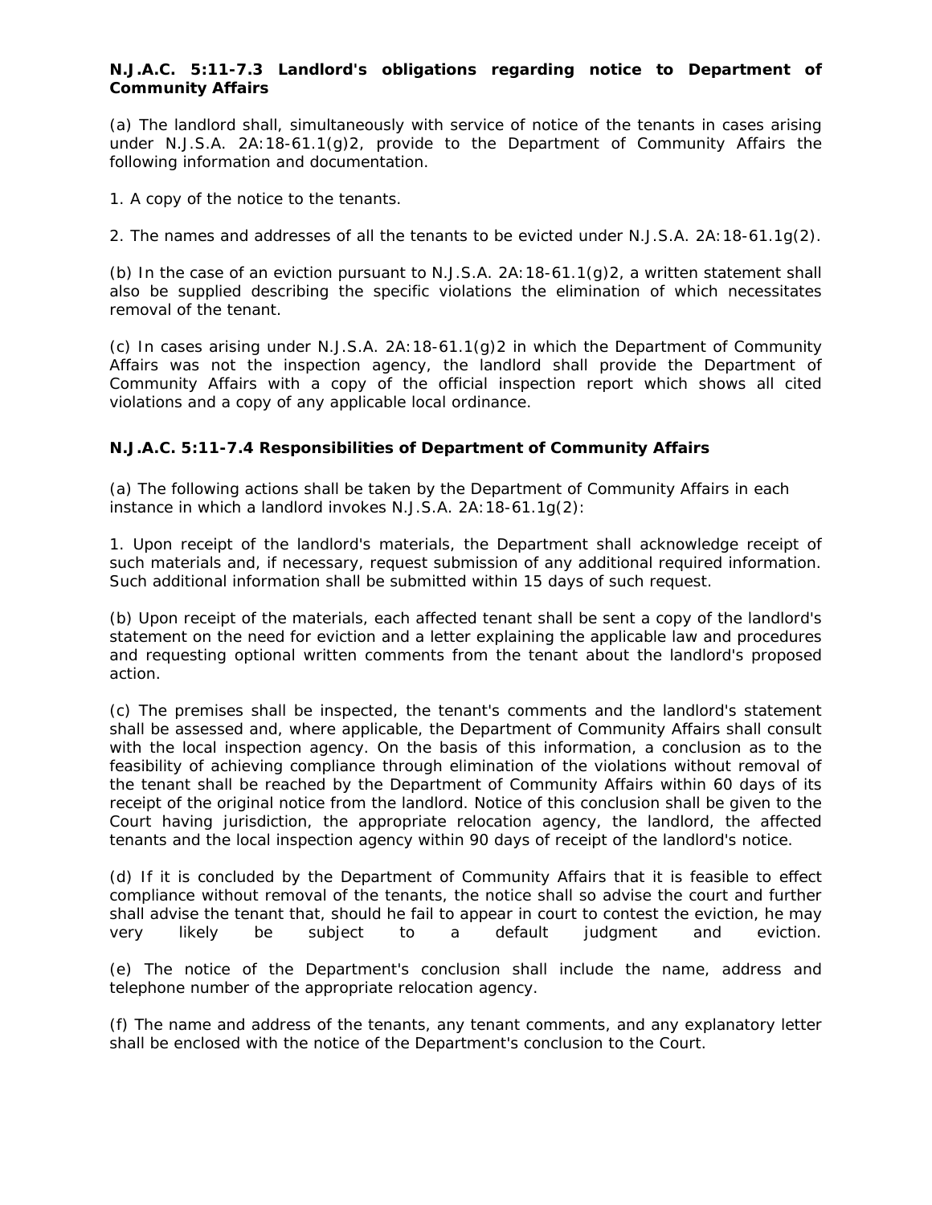**N.J.A.C. 5:11-7.3 Landlord's obligations regarding notice to Department of Community Affairs**

(a) The landlord shall, simultaneously with service of notice of the tenants in cases arising under N.J.S.A. 2A:18-61.1(g)2, provide to the Department of Community Affairs the following information and documentation.

1. A copy of the notice to the tenants.

2. The names and addresses of all the tenants to be evicted under N.J.S.A. 2A:18-61.1g(2).

(b) In the case of an eviction pursuant to N.J.S.A. 2A:18-61.1(g)2, a written statement shall also be supplied describing the specific violations the elimination of which necessitates removal of the tenant.

(c) In cases arising under N.J.S.A. 2A:18-61.1(g)2 in which the Department of Community Affairs was not the inspection agency, the landlord shall provide the Department of Community Affairs with a copy of the official inspection report which shows all cited violations and a copy of any applicable local ordinance.

**N.J.A.C. 5:11-7.4 Responsibilities of Department of Community Affairs**

(a) The following actions shall be taken by the Department of Community Affairs in each instance in which a landlord invokes N.J.S.A. 2A:18-61.1g(2):

1. Upon receipt of the landlord's materials, the Department shall acknowledge receipt of such materials and, if necessary, request submission of any additional required information. Such additional information shall be submitted within 15 days of such request.

(b) Upon receipt of the materials, each affected tenant shall be sent a copy of the landlord's statement on the need for eviction and a letter explaining the applicable law and procedures and requesting optional written comments from the tenant about the landlord's proposed action.

(c) The premises shall be inspected, the tenant's comments and the landlord's statement shall be assessed and, where applicable, the Department of Community Affairs shall consult with the local inspection agency. On the basis of this information, a conclusion as to the feasibility of achieving compliance through elimination of the violations without removal of the tenant shall be reached by the Department of Community Affairs within 60 days of its receipt of the original notice from the landlord. Notice of this conclusion shall be given to the Court having jurisdiction, the appropriate relocation agency, the landlord, the affected tenants and the local inspection agency within 90 days of receipt of the landlord's notice.

(d) If it is concluded by the Department of Community Affairs that it is feasible to effect compliance without removal of the tenants, the notice shall so advise the court and further shall advise the tenant that, should he fail to appear in court to contest the eviction, he may very likely be subject to a default judgment and eviction.

(e) The notice of the Department's conclusion shall include the name, address and telephone number of the appropriate relocation agency.

(f) The name and address of the tenants, any tenant comments, and any explanatory letter shall be enclosed with the notice of the Department's conclusion to the Court.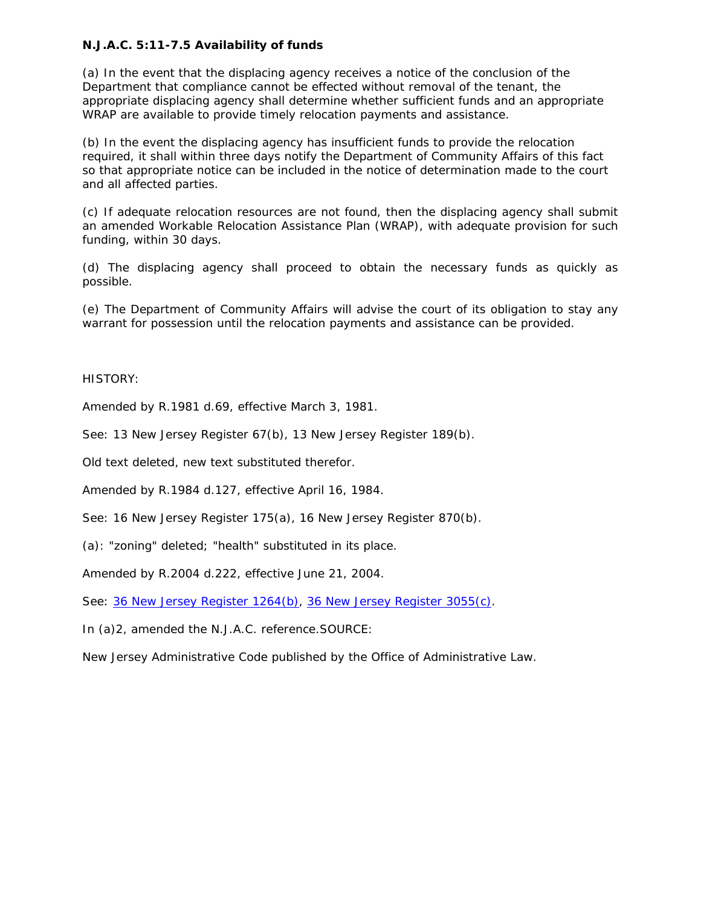**N.J.A.C. 5:11-7.5 Availability of funds**

(a) In the event that the displacing agency receives a notice of the conclusion of the Department that compliance cannot be effected without removal of the tenant, the appropriate displacing agency shall determine whether sufficient funds and an appropriate WRAP are available to provide timely relocation payments and assistance.

(b) In the event the displacing agency has insufficient funds to provide the relocation required, it shall within three days notify the Department of Community Affairs of this fact so that appropriate notice can be included in the notice of determination made to the court and all affected parties.

(c) If adequate relocation resources are not found, then the displacing agency shall submit an amended Workable Relocation Assistance Plan (WRAP), with adequate provision for such funding, within 30 days.

(d) The displacing agency shall proceed to obtain the necessary funds as quickly as possible.

(e) The Department of Community Affairs will advise the court of its obligation to stay any warrant for possession until the relocation payments and assistance can be provided.

HISTORY:

Amended by R.1981 d.69, effective March 3, 1981.

See: 13 New Jersey Register 67(b), 13 New Jersey Register 189(b).

Old text deleted, new text substituted therefor.

Amended by R.1984 d.127, effective April 16, 1984.

See: 16 New Jersey Register 175(a), 16 New Jersey Register 870(b).

(a): "zoning" deleted; "health" substituted in its place.

Amended by R.2004 d.222, effective June 21, 2004.

See: 36 New Jersey Register 1264(b), 36 New Jersey Register 3055(c).

In (a)2, amended the N.J.A.C. reference.SOURCE:

New Jersey Administrative Code published by the Office of Administrative Law.